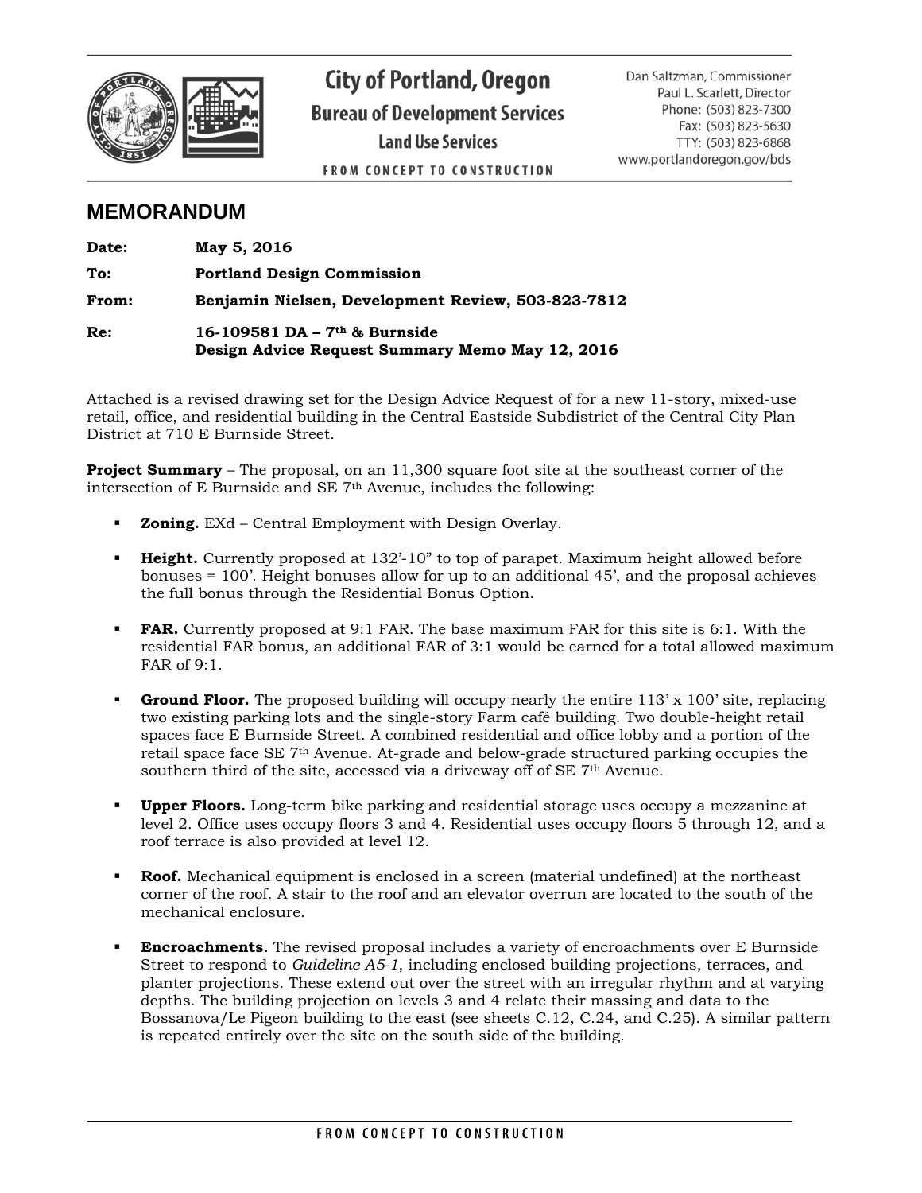**City of Portland, Oregon**
**Bureau of Development Services**
**Land Use Services**
FROM CONCEPT TO CONSTRUCTION

Dan Saltzman, Commissioner
Paul L. Scarlett, Director
Phone: (503) 823-7300
Fax: (503) 823-5630
TTY: (503) 823-6868
www.portlandoregon.gov/bds

# MEMORANDUM

**Date:** **May 5, 2016**

**To:** **Portland Design Commission**

**From:** **Benjamin Nielsen, Development Review, 503-823-7812**

**Re:** **16-109581 DA – 7th & Burnside**
**Design Advice Request Summary Memo May 12, 2016**

Attached is a revised drawing set for the Design Advice Request of for a new 11-story, mixed-use retail, office, and residential building in the Central Eastside Subdistrict of the Central City Plan District at 710 E Burnside Street.

**Project Summary** – The proposal, on an 11,300 square foot site at the southeast corner of the intersection of E Burnside and SE 7th Avenue, includes the following:

- **Zoning.** EXd – Central Employment with Design Overlay.
- **Height.** Currently proposed at 132'-10" to top of parapet. Maximum height allowed before bonuses = 100'. Height bonuses allow for up to an additional 45', and the proposal achieves the full bonus through the Residential Bonus Option.
- **FAR.** Currently proposed at 9:1 FAR. The base maximum FAR for this site is 6:1. With the residential FAR bonus, an additional FAR of 3:1 would be earned for a total allowed maximum FAR of 9:1.
- **Ground Floor.** The proposed building will occupy nearly the entire 113' x 100' site, replacing two existing parking lots and the single-story Farm café building. Two double-height retail spaces face E Burnside Street. A combined residential and office lobby and a portion of the retail space face SE 7th Avenue. At-grade and below-grade structured parking occupies the southern third of the site, accessed via a driveway off of SE 7th Avenue.
- **Upper Floors.** Long-term bike parking and residential storage uses occupy a mezzanine at level 2. Office uses occupy floors 3 and 4. Residential uses occupy floors 5 through 12, and a roof terrace is also provided at level 12.
- **Roof.** Mechanical equipment is enclosed in a screen (material undefined) at the northeast corner of the roof. A stair to the roof and an elevator overrun are located to the south of the mechanical enclosure.
- **Encroachments.** The revised proposal includes a variety of encroachments over E Burnside Street to respond to *Guideline A5-1*, including enclosed building projections, terraces, and planter projections. These extend out over the street with an irregular rhythm and at varying depths. The building projection on levels 3 and 4 relate their massing and data to the Bossanova/Le Pigeon building to the east (see sheets C.12, C.24, and C.25). A similar pattern is repeated entirely over the site on the south side of the building.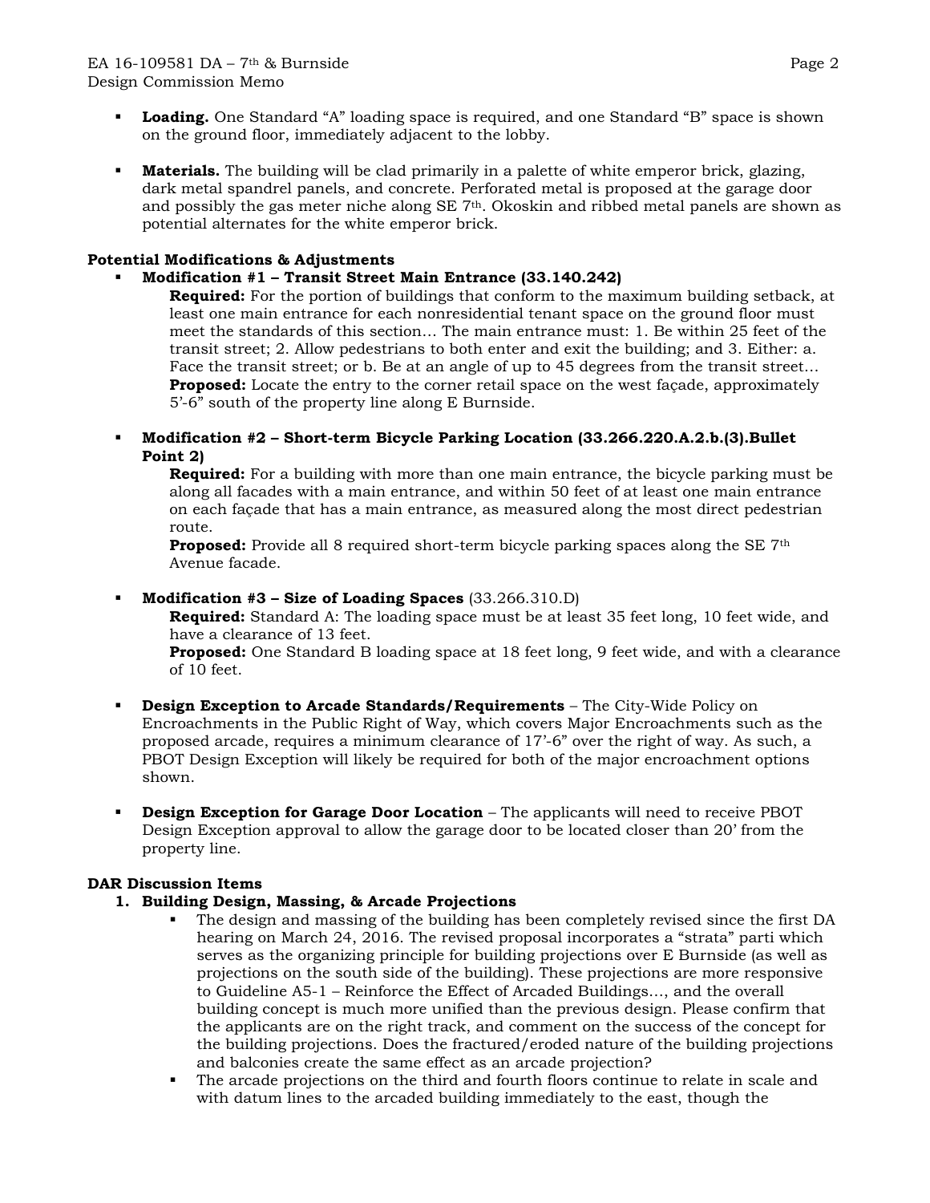- **Loading.** One Standard "A" loading space is required, and one Standard "B" space is shown on the ground floor, immediately adjacent to the lobby.

- **Materials.** The building will be clad primarily in a palette of white emperor brick, glazing, dark metal spandrel panels, and concrete. Perforated metal is proposed at the garage door and possibly the gas meter niche along SE 7th. Okoskin and ribbed metal panels are shown as potential alternates for the white emperor brick.

**Potential Modifications & Adjustments**

- **Modification #1 – Transit Street Main Entrance (33.140.242)**
  **Required:** For the portion of buildings that conform to the maximum building setback, at least one main entrance for each nonresidential tenant space on the ground floor must meet the standards of this section… The main entrance must: 1. Be within 25 feet of the transit street; 2. Allow pedestrians to both enter and exit the building; and 3. Either: a. Face the transit street; or b. Be at an angle of up to 45 degrees from the transit street…
  **Proposed:** Locate the entry to the corner retail space on the west façade, approximately 5'-6" south of the property line along E Burnside.

- **Modification #2 – Short-term Bicycle Parking Location (33.266.220.A.2.b.(3).Bullet Point 2)**
  **Required:** For a building with more than one main entrance, the bicycle parking must be along all facades with a main entrance, and within 50 feet of at least one main entrance on each façade that has a main entrance, as measured along the most direct pedestrian route.
  **Proposed:** Provide all 8 required short-term bicycle parking spaces along the SE 7th Avenue facade.

- **Modification #3 – Size of Loading Spaces** (33.266.310.D)
  **Required:** Standard A: The loading space must be at least 35 feet long, 10 feet wide, and have a clearance of 13 feet.
  **Proposed:** One Standard B loading space at 18 feet long, 9 feet wide, and with a clearance of 10 feet.

- **Design Exception to Arcade Standards/Requirements** – The City-Wide Policy on Encroachments in the Public Right of Way, which covers Major Encroachments such as the proposed arcade, requires a minimum clearance of 17'-6" over the right of way. As such, a PBOT Design Exception will likely be required for both of the major encroachment options shown.

- **Design Exception for Garage Door Location** – The applicants will need to receive PBOT Design Exception approval to allow the garage door to be located closer than 20' from the property line.

**DAR Discussion Items**

1. **Building Design, Massing, & Arcade Projections**
   - The design and massing of the building has been completely revised since the first DA hearing on March 24, 2016. The revised proposal incorporates a "strata" parti which serves as the organizing principle for building projections over E Burnside (as well as projections on the south side of the building). These projections are more responsive to Guideline A5-1 – Reinforce the Effect of Arcaded Buildings…, and the overall building concept is much more unified than the previous design. Please confirm that the applicants are on the right track, and comment on the success of the concept for the building projections. Does the fractured/eroded nature of the building projections and balconies create the same effect as an arcade projection?
   - The arcade projections on the third and fourth floors continue to relate in scale and with datum lines to the arcaded building immediately to the east, though the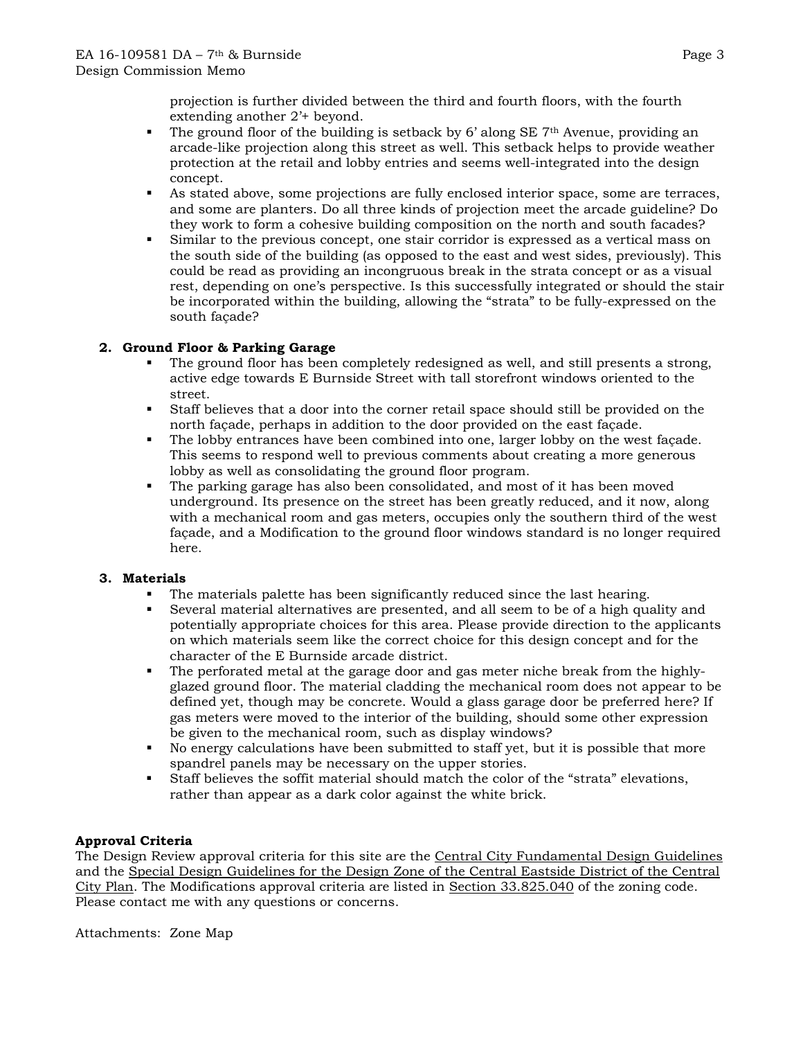projection is further divided between the third and fourth floors, with the fourth extending another 2'+ beyond.
- The ground floor of the building is setback by 6' along SE 7th Avenue, providing an arcade-like projection along this street as well. This setback helps to provide weather protection at the retail and lobby entries and seems well-integrated into the design concept.
- As stated above, some projections are fully enclosed interior space, some are terraces, and some are planters. Do all three kinds of projection meet the arcade guideline? Do they work to form a cohesive building composition on the north and south facades?
- Similar to the previous concept, one stair corridor is expressed as a vertical mass on the south side of the building (as opposed to the east and west sides, previously). This could be read as providing an incongruous break in the strata concept or as a visual rest, depending on one's perspective. Is this successfully integrated or should the stair be incorporated within the building, allowing the "strata" to be fully-expressed on the south façade?

**2. Ground Floor & Parking Garage**
- The ground floor has been completely redesigned as well, and still presents a strong, active edge towards E Burnside Street with tall storefront windows oriented to the street.
- Staff believes that a door into the corner retail space should still be provided on the north façade, perhaps in addition to the door provided on the east façade.
- The lobby entrances have been combined into one, larger lobby on the west façade. This seems to respond well to previous comments about creating a more generous lobby as well as consolidating the ground floor program.
- The parking garage has also been consolidated, and most of it has been moved underground. Its presence on the street has been greatly reduced, and it now, along with a mechanical room and gas meters, occupies only the southern third of the west façade, and a Modification to the ground floor windows standard is no longer required here.

**3. Materials**
- The materials palette has been significantly reduced since the last hearing.
- Several material alternatives are presented, and all seem to be of a high quality and potentially appropriate choices for this area. Please provide direction to the applicants on which materials seem like the correct choice for this design concept and for the character of the E Burnside arcade district.
- The perforated metal at the garage door and gas meter niche break from the highly-glazed ground floor. The material cladding the mechanical room does not appear to be defined yet, though may be concrete. Would a glass garage door be preferred here? If gas meters were moved to the interior of the building, should some other expression be given to the mechanical room, such as display windows?
- No energy calculations have been submitted to staff yet, but it is possible that more spandrel panels may be necessary on the upper stories.
- Staff believes the soffit material should match the color of the "strata" elevations, rather than appear as a dark color against the white brick.

**Approval Criteria**
The Design Review approval criteria for this site are the Central City Fundamental Design Guidelines and the Special Design Guidelines for the Design Zone of the Central Eastside District of the Central City Plan. The Modifications approval criteria are listed in Section 33.825.040 of the zoning code. Please contact me with any questions or concerns.

Attachments: Zone Map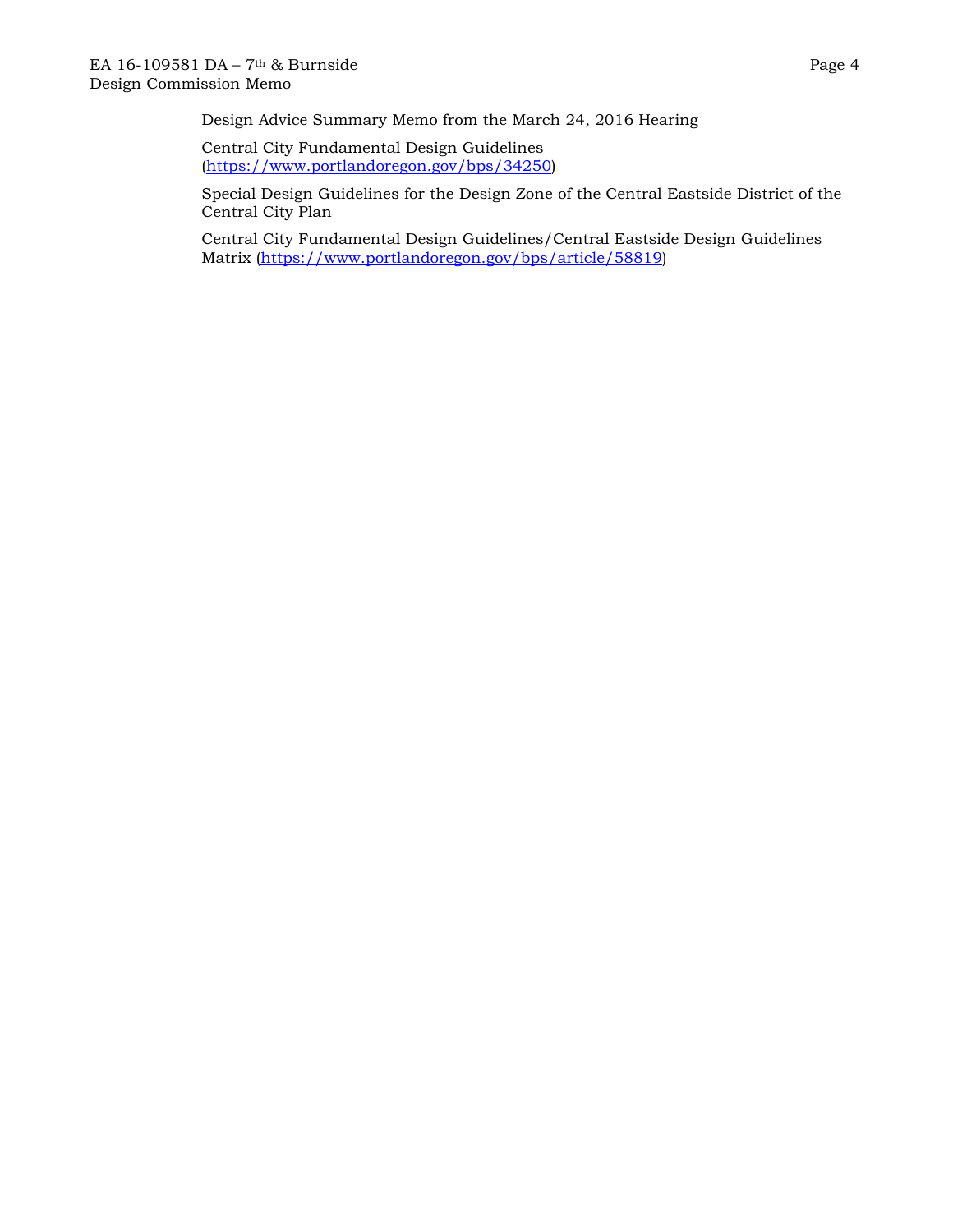Design Advice Summary Memo from the March 24, 2016 Hearing

Central City Fundamental Design Guidelines
(https://www.portlandoregon.gov/bps/34250)

Special Design Guidelines for the Design Zone of the Central Eastside District of the Central City Plan

Central City Fundamental Design Guidelines/Central Eastside Design Guidelines Matrix (https://www.portlandoregon.gov/bps/article/58819)